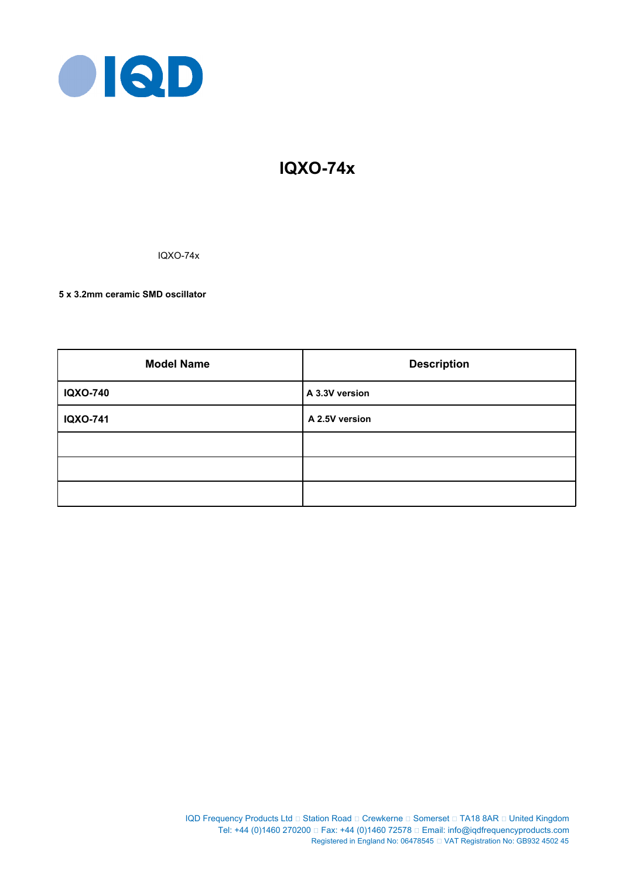# IQXO-74x

IQXO-74x

**5 x 3.2mm ceramic SMD oscillator**

| Model Name | Description |
|---|---|
| **IQXO-740** | **A 3.3V version** |
| **IQXO-741** | **A 2.5V version** |
| | |
| | |
| | |

IQD Frequency Products Ltd □ Station Road □ Crewkerne □ Somerset □ TA18 8AR □ United Kingdom
Tel: +44 (0)1460 270200 □ Fax: +44 (0)1460 72578 □ Email: info@iqdfrequencyproducts.com
Registered in England No: 06478545 □ VAT Registration No: GB932 4502 45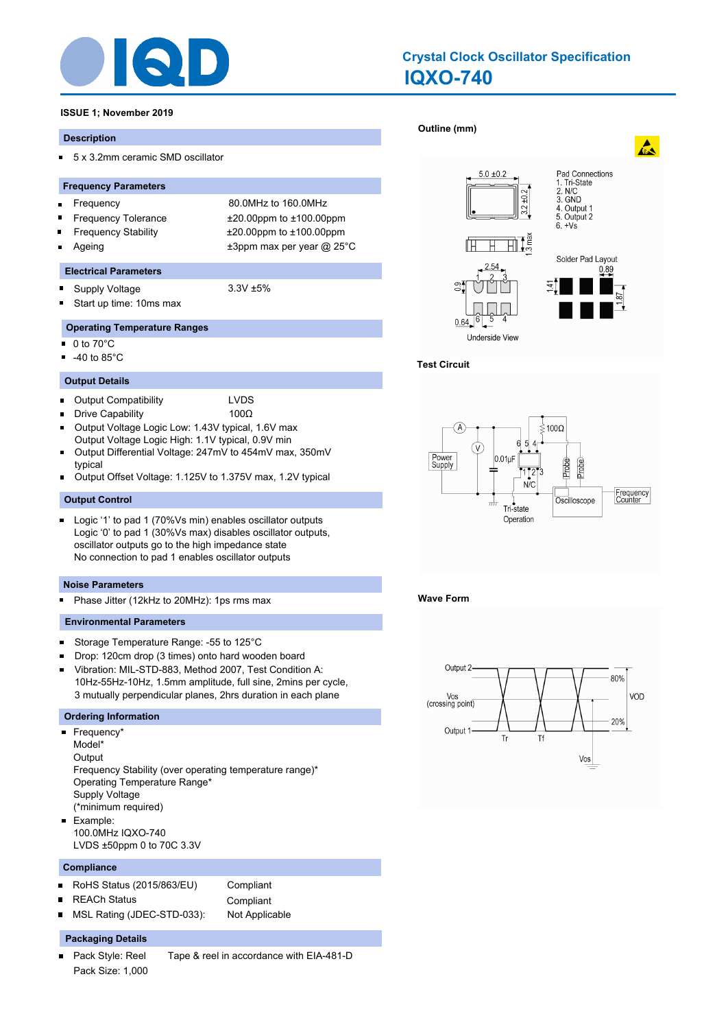# Crystal Clock Oscillator Specification

## IQXO-740

**ISSUE 1; November 2019**

### Description

- 5 x 3.2mm ceramic SMD oscillator

### Frequency Parameters

| | |
|---|---|
| Frequency | 80.0MHz to 160.0MHz |
| Frequency Tolerance | ±20.00ppm to ±100.00ppm |
| Frequency Stability | ±20.00ppm to ±100.00ppm |
| Ageing | ±3ppm max per year @ 25°C |

### Electrical Parameters

- Supply Voltage: 3.3V ±5%
- Start up time: 10ms max

### Operating Temperature Ranges

- 0 to 70°C
- -40 to 85°C

### Output Details

- Output Compatibility: LVDS
- Drive Capability: 100Ω
- Output Voltage Logic Low: 1.43V typical, 1.6V max
  Output Voltage Logic High: 1.1V typical, 0.9V min
- Output Differential Voltage: 247mV to 454mV max, 350mV typical
- Output Offset Voltage: 1.125V to 1.375V max, 1.2V typical

### Output Control

- Logic '1' to pad 1 (70%Vs min) enables oscillator outputs
  Logic '0' to pad 1 (30%Vs max) disables oscillator outputs, oscillator outputs go to the high impedance state
  No connection to pad 1 enables oscillator outputs

### Noise Parameters

- Phase Jitter (12kHz to 20MHz): 1ps rms max

### Environmental Parameters

- Storage Temperature Range: -55 to 125°C
- Drop: 120cm drop (3 times) onto hard wooden board
- Vibration: MIL-STD-883, Method 2007, Test Condition A: 10Hz-55Hz-10Hz, 1.5mm amplitude, full sine, 2mins per cycle, 3 mutually perpendicular planes, 2hrs duration in each plane

### Ordering Information

- Frequency*
  Model*
  Output
  Frequency Stability (over operating temperature range)*
  Operating Temperature Range*
  Supply Voltage
  (*minimum required)
- Example:
  100.0MHz IQXO-740
  LVDS ±50ppm 0 to 70C 3.3V

### Compliance

| | |
|---|---|
| RoHS Status (2015/863/EU) | Compliant |
| REACH Status | Compliant |
| MSL Rating (JDEC-STD-033): | Not Applicable |

### Packaging Details

- Pack Style: Reel — Tape & reel in accordance with EIA-481-D
  Pack Size: 1,000

### Outline (mm)

5.0 ±0.2; 3.2 ±0.2; 1.3 max; 2.54; 0.9; 0.64; Underside View

Pad Connections
1. Tri-State
2. N/C
3. GND
4. Output 1
5. Output 2
6. +Vs

Solder Pad Layout: 0.89; 1.41; 1.87

### Test Circuit

Power Supply; A; V; 0.01µF; 100Ω; Probe; Probe; N/C; Tri-state Operation; Oscilloscope; Frequency Counter

### Wave Form

Output 2; Vos (crossing point); Output 1; Tr; Tf; 80%; 20%; VOD; Vos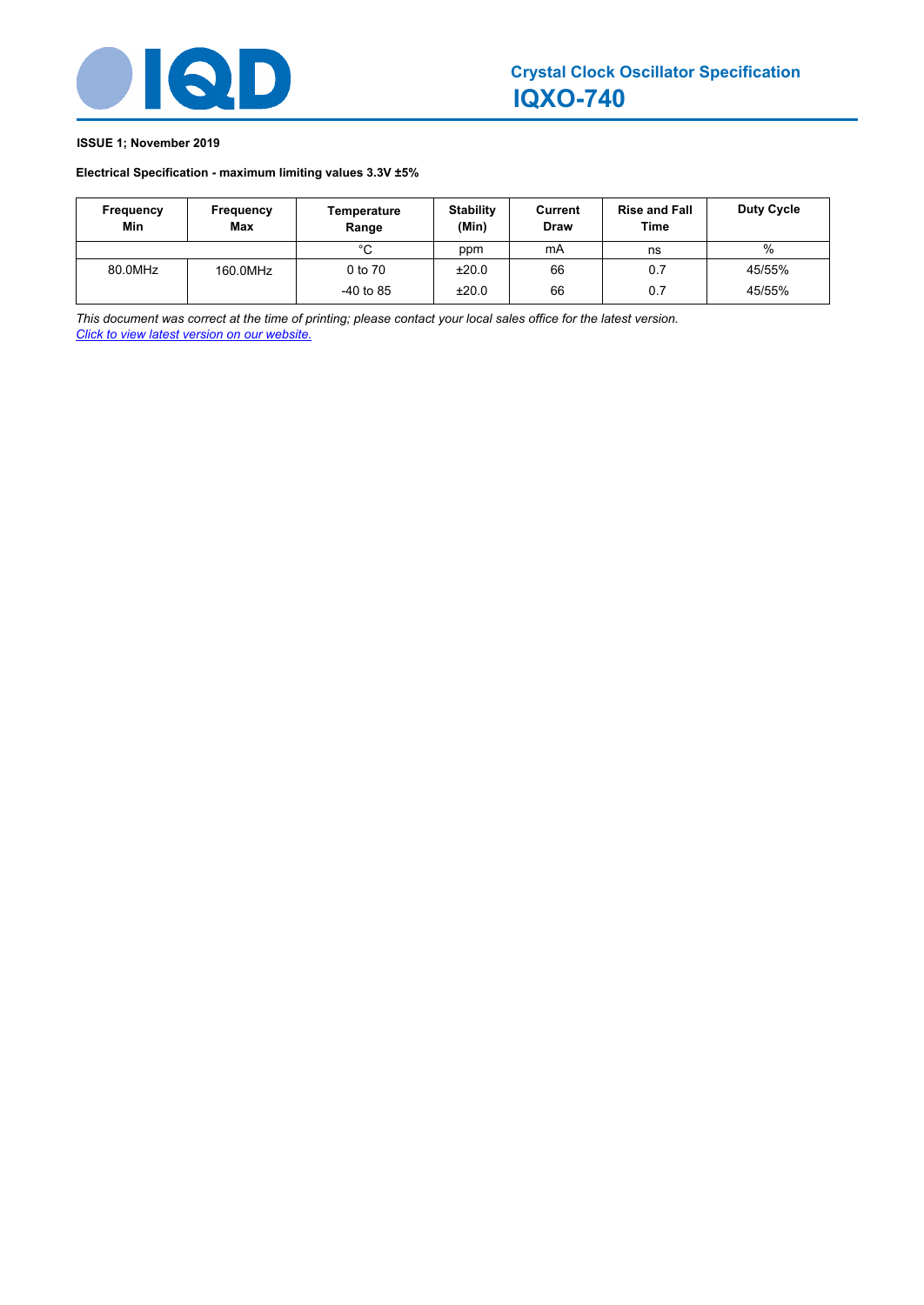# Crystal Clock Oscillator Specification

## IQXO-740

**ISSUE 1; November 2019**

**Electrical Specification - maximum limiting values 3.3V ±5%**

| Frequency Min | Frequency Max | Temperature Range | Stability (Min) | Current Draw | Rise and Fall Time | Duty Cycle |
|---|---|---|---|---|---|---|
| | | °C | ppm | mA | ns | % |
| 80.0MHz | 160.0MHz | 0 to 70 | ±20.0 | 66 | 0.7 | 45/55% |
| | | -40 to 85 | ±20.0 | 66 | 0.7 | 45/55% |

*This document was correct at the time of printing; please contact your local sales office for the latest version.*
*Click to view latest version on our website.*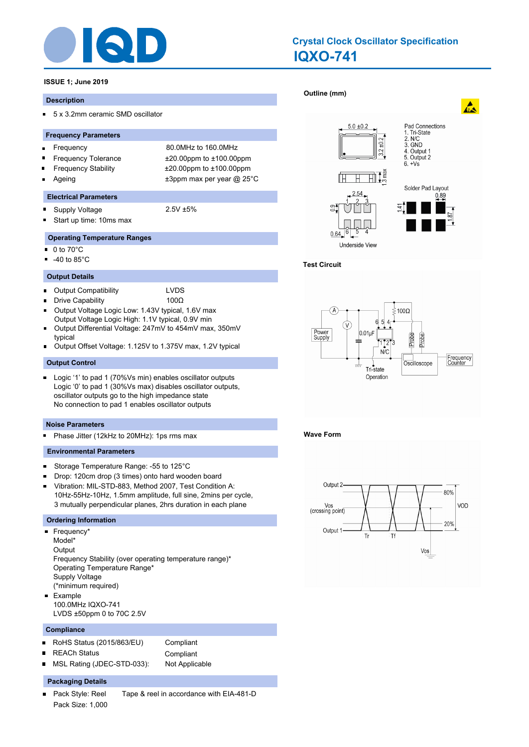# Crystal Clock Oscillator Specification

# IQXO-741

**ISSUE 1; June 2019**

## Description

- 5 x 3.2mm ceramic SMD oscillator

## Frequency Parameters

| | |
|---|---|
| Frequency | 80.0MHz to 160.0MHz |
| Frequency Tolerance | ±20.00ppm to ±100.00ppm |
| Frequency Stability | ±20.00ppm to ±100.00ppm |
| Ageing | ±3ppm max per year @ 25°C |

## Electrical Parameters

- Supply Voltage: 2.5V ±5%
- Start up time: 10ms max

## Operating Temperature Ranges

- 0 to 70°C
- -40 to 85°C

## Output Details

- Output Compatibility: LVDS
- Drive Capability: 100Ω
- Output Voltage Logic Low: 1.43V typical, 1.6V max
  Output Voltage Logic High: 1.1V typical, 0.9V min
- Output Differential Voltage: 247mV to 454mV max, 350mV typical
- Output Offset Voltage: 1.125V to 1.375V max, 1.2V typical

## Output Control

- Logic '1' to pad 1 (70%Vs min) enables oscillator outputs
  Logic '0' to pad 1 (30%Vs max) disables oscillator outputs, oscillator outputs go to the high impedance state
  No connection to pad 1 enables oscillator outputs

## Noise Parameters

- Phase Jitter (12kHz to 20MHz): 1ps rms max

## Environmental Parameters

- Storage Temperature Range: -55 to 125°C
- Drop: 120cm drop (3 times) onto hard wooden board
- Vibration: MIL-STD-883, Method 2007, Test Condition A:
  10Hz-55Hz-10Hz, 1.5mm amplitude, full sine, 2mins per cycle, 3 mutually perpendicular planes, 2hrs duration in each plane

## Ordering Information

- Frequency*
  Model*
  Output
  Frequency Stability (over operating temperature range)*
  Operating Temperature Range*
  Supply Voltage
  (*minimum required)
- Example
  100.0MHz IQXO-741
  LVDS ±50ppm 0 to 70C 2.5V

## Compliance

| | |
|---|---|
| RoHS Status (2015/863/EU) | Compliant |
| REACh Status | Compliant |
| MSL Rating (JDEC-STD-033): | Not Applicable |

## Packaging Details

- Pack Style: Reel — Tape & reel in accordance with EIA-481-D
  Pack Size: 1,000

## Outline (mm)

5.0 ±0.2; 3.2 ±0.2; 1.3 max; 2.54; 0.9; 0.64; Underside View

Pad Connections
1. Tri-State
2. N/C
3. GND
4. Output 1
5. Output 2
6. +Vs

Solder Pad Layout: 0.89; 1.41; 1.87

## Test Circuit

Power Supply; A; V; 0.01µF; 100Ω; N/C; Tri-state Operation; Probe; Probe; Oscilloscope; Frequency Counter

## Wave Form

Output 2; Vos (crossing point); Output 1; Tr; Tf; 80%; 20%; VOD; Vos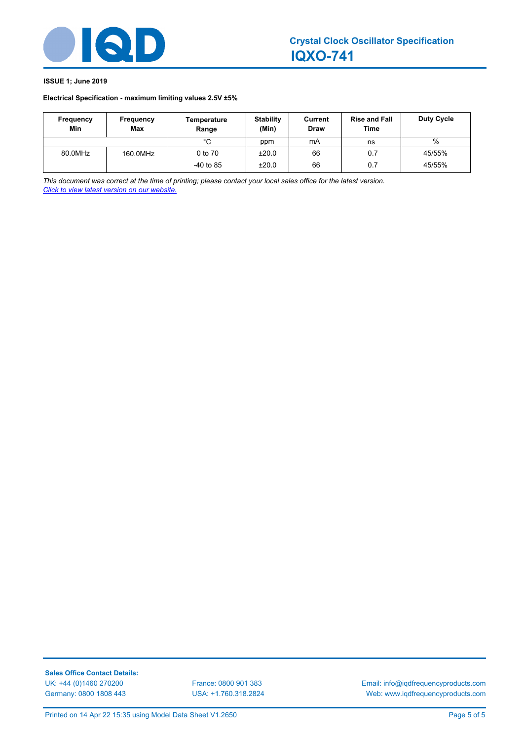**ISSUE 1; June 2019**

**Electrical Specification - maximum limiting values 2.5V ±5%**

| Frequency Min | Frequency Max | Temperature Range | Stability (Min) | Current Draw | Rise and Fall Time | Duty Cycle |
|---|---|---|---|---|---|---|
| | | °C | ppm | mA | ns | % |
| 80.0MHz | 160.0MHz | 0 to 70 | ±20.0 | 66 | 0.7 | 45/55% |
| | | -40 to 85 | ±20.0 | 66 | 0.7 | 45/55% |

*This document was correct at the time of printing; please contact your local sales office for the latest version.*
*Click to view latest version on our website.*

**Sales Office Contact Details:**
UK: +44 (0)1460 270200
Germany: 0800 1808 443
France: 0800 901 383
USA: +1.760.318.2824
Email: info@iqdfrequencyproducts.com
Web: www.iqdfrequencyproducts.com

Printed on 14 Apr 22 15:35 using Model Data Sheet V1.2650